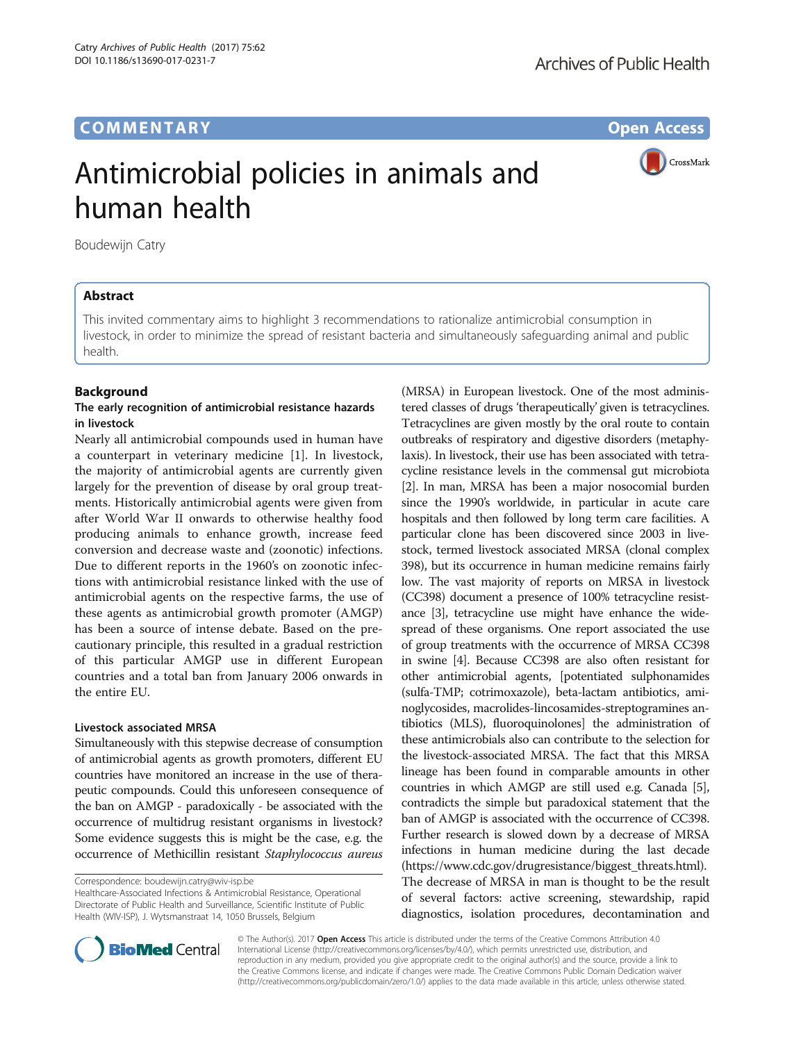COMMENTARY Open Access

# Antimicrobial policies in animals and human health

Boudewijn Catry

## Abstract

This invited commentary aims to highlight 3 recommendations to rationalize antimicrobial consumption in livestock, in order to minimize the spread of resistant bacteria and simultaneously safeguarding animal and public health.

## Background

### The early recognition of antimicrobial resistance hazards in livestock

Nearly all antimicrobial compounds used in human have a counterpart in veterinary medicine [1]. In livestock, the majority of antimicrobial agents are currently given largely for the prevention of disease by oral group treatments. Historically antimicrobial agents were given from after World War II onwards to otherwise healthy food producing animals to enhance growth, increase feed conversion and decrease waste and (zoonotic) infections. Due to different reports in the 1960's on zoonotic infections with antimicrobial resistance linked with the use of antimicrobial agents on the respective farms, the use of these agents as antimicrobial growth promoter (AMGP) has been a source of intense debate. Based on the precautionary principle, this resulted in a gradual restriction of this particular AMGP use in different European countries and a total ban from January 2006 onwards in the entire EU.

### Livestock associated MRSA

Simultaneously with this stepwise decrease of consumption of antimicrobial agents as growth promoters, different EU countries have monitored an increase in the use of therapeutic compounds. Could this unforeseen consequence of the ban on AMGP - paradoxically - be associated with the occurrence of multidrug resistant organisms in livestock? Some evidence suggests this is might be the case, e.g. the occurrence of Methicillin resistant *Staphylococcus aureus* (MRSA) in European livestock. One of the most administered classes of drugs 'therapeutically' given is tetracyclines. Tetracyclines are given mostly by the oral route to contain outbreaks of respiratory and digestive disorders (metaphylaxis). In livestock, their use has been associated with tetracycline resistance levels in the commensal gut microbiota [2]. In man, MRSA has been a major nosocomial burden since the 1990's worldwide, in particular in acute care hospitals and then followed by long term care facilities. A particular clone has been discovered since 2003 in livestock, termed livestock associated MRSA (clonal complex 398), but its occurrence in human medicine remains fairly low. The vast majority of reports on MRSA in livestock (CC398) document a presence of 100% tetracycline resistance [3], tetracycline use might have enhance the widespread of these organisms. One report associated the use of group treatments with the occurrence of MRSA CC398 in swine [4]. Because CC398 are also often resistant for other antimicrobial agents, [potentiated sulphonamides (sulfa-TMP; cotrimoxazole), beta-lactam antibiotics, aminoglycosides, macrolides-lincosamides-streptogramines antibiotics (MLS), fluoroquinolones] the administration of these antimicrobials also can contribute to the selection for the livestock-associated MRSA. The fact that this MRSA lineage has been found in comparable amounts in other countries in which AMGP are still used e.g. Canada [5], contradicts the simple but paradoxical statement that the ban of AMGP is associated with the occurrence of CC398. Further research is slowed down by a decrease of MRSA infections in human medicine during the last decade (https://www.cdc.gov/drugresistance/biggest_threats.html). The decrease of MRSA in man is thought to be the result of several factors: active screening, stewardship, rapid diagnostics, isolation procedures, decontamination and

Correspondence: boudewijn.catry@wiv-isp.be

Healthcare-Associated Infections & Antimicrobial Resistance, Operational Directorate of Public Health and Surveillance, Scientific Institute of Public Health (WIV-ISP), J. Wytsmanstraat 14, 1050 Brussels, Belgium

© The Author(s). 2017 **Open Access** This article is distributed under the terms of the Creative Commons Attribution 4.0 International License (http://creativecommons.org/licenses/by/4.0/), which permits unrestricted use, distribution, and reproduction in any medium, provided you give appropriate credit to the original author(s) and the source, provide a link to the Creative Commons license, and indicate if changes were made. The Creative Commons Public Domain Dedication waiver (http://creativecommons.org/publicdomain/zero/1.0/) applies to the data made available in this article, unless otherwise stated.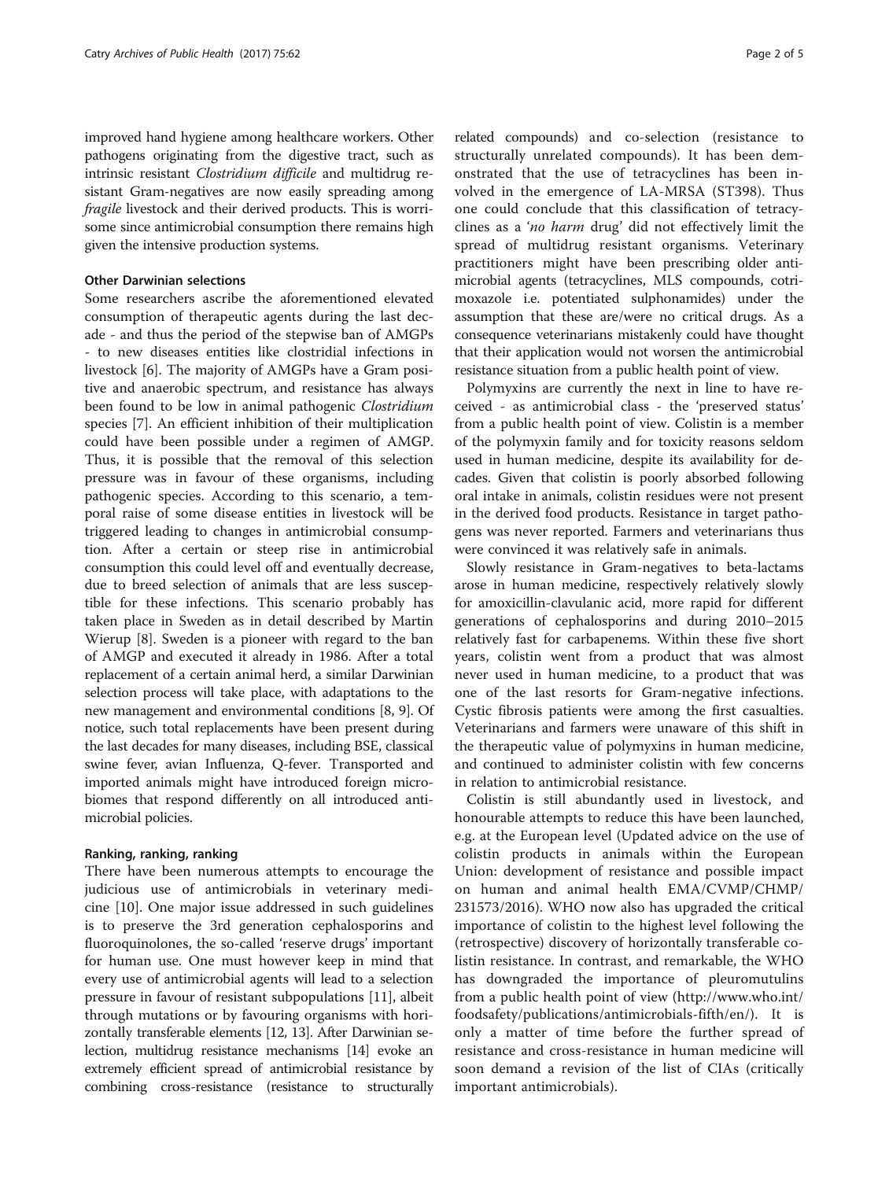improved hand hygiene among healthcare workers. Other pathogens originating from the digestive tract, such as intrinsic resistant *Clostridium difficile* and multidrug resistant Gram-negatives are now easily spreading among *fragile* livestock and their derived products. This is worrisome since antimicrobial consumption there remains high given the intensive production systems.

### Other Darwinian selections

Some researchers ascribe the aforementioned elevated consumption of therapeutic agents during the last decade - and thus the period of the stepwise ban of AMGPs - to new diseases entities like clostridial infections in livestock [6]. The majority of AMGPs have a Gram positive and anaerobic spectrum, and resistance has always been found to be low in animal pathogenic *Clostridium* species [7]. An efficient inhibition of their multiplication could have been possible under a regimen of AMGP. Thus, it is possible that the removal of this selection pressure was in favour of these organisms, including pathogenic species. According to this scenario, a temporal raise of some disease entities in livestock will be triggered leading to changes in antimicrobial consumption. After a certain or steep rise in antimicrobial consumption this could level off and eventually decrease, due to breed selection of animals that are less susceptible for these infections. This scenario probably has taken place in Sweden as in detail described by Martin Wierup [8]. Sweden is a pioneer with regard to the ban of AMGP and executed it already in 1986. After a total replacement of a certain animal herd, a similar Darwinian selection process will take place, with adaptations to the new management and environmental conditions [8, 9]. Of notice, such total replacements have been present during the last decades for many diseases, including BSE, classical swine fever, avian Influenza, Q-fever. Transported and imported animals might have introduced foreign microbiomes that respond differently on all introduced antimicrobial policies.

### Ranking, ranking, ranking

There have been numerous attempts to encourage the judicious use of antimicrobials in veterinary medicine [10]. One major issue addressed in such guidelines is to preserve the 3rd generation cephalosporins and fluoroquinolones, the so-called 'reserve drugs' important for human use. One must however keep in mind that every use of antimicrobial agents will lead to a selection pressure in favour of resistant subpopulations [11], albeit through mutations or by favouring organisms with horizontally transferable elements [12, 13]. After Darwinian selection, multidrug resistance mechanisms [14] evoke an extremely efficient spread of antimicrobial resistance by combining cross-resistance (resistance to structurally related compounds) and co-selection (resistance to structurally unrelated compounds). It has been demonstrated that the use of tetracyclines has been involved in the emergence of LA-MRSA (ST398). Thus one could conclude that this classification of tetracyclines as a '*no harm* drug' did not effectively limit the spread of multidrug resistant organisms. Veterinary practitioners might have been prescribing older antimicrobial agents (tetracyclines, MLS compounds, cotrimoxazole i.e. potentiated sulphonamides) under the assumption that these are/were no critical drugs. As a consequence veterinarians mistakenly could have thought that their application would not worsen the antimicrobial resistance situation from a public health point of view.

Polymyxins are currently the next in line to have received - as antimicrobial class - the 'preserved status' from a public health point of view. Colistin is a member of the polymyxin family and for toxicity reasons seldom used in human medicine, despite its availability for decades. Given that colistin is poorly absorbed following oral intake in animals, colistin residues were not present in the derived food products. Resistance in target pathogens was never reported. Farmers and veterinarians thus were convinced it was relatively safe in animals.

Slowly resistance in Gram-negatives to beta-lactams arose in human medicine, respectively relatively slowly for amoxicillin-clavulanic acid, more rapid for different generations of cephalosporins and during 2010–2015 relatively fast for carbapenems. Within these five short years, colistin went from a product that was almost never used in human medicine, to a product that was one of the last resorts for Gram-negative infections. Cystic fibrosis patients were among the first casualties. Veterinarians and farmers were unaware of this shift in the therapeutic value of polymyxins in human medicine, and continued to administer colistin with few concerns in relation to antimicrobial resistance.

Colistin is still abundantly used in livestock, and honourable attempts to reduce this have been launched, e.g. at the European level (Updated advice on the use of colistin products in animals within the European Union: development of resistance and possible impact on human and animal health EMA/CVMP/CHMP/231573/2016). WHO now also has upgraded the critical importance of colistin to the highest level following the (retrospective) discovery of horizontally transferable colistin resistance. In contrast, and remarkable, the WHO has downgraded the importance of pleuromutulins from a public health point of view (http://www.who.int/foodsafety/publications/antimicrobials-fifth/en/). It is only a matter of time before the further spread of resistance and cross-resistance in human medicine will soon demand a revision of the list of CIAs (critically important antimicrobials).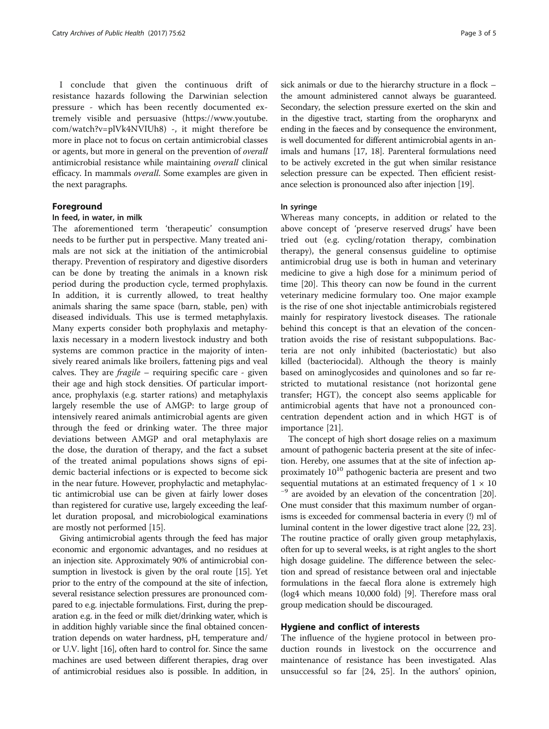I conclude that given the continuous drift of resistance hazards following the Darwinian selection pressure - which has been recently documented extremely visible and persuasive (https://www.youtube.com/watch?v=plVk4NVIUh8) -, it might therefore be more in place not to focus on certain antimicrobial classes or agents, but more in general on the prevention of *overall* antimicrobial resistance while maintaining *overall* clinical efficacy. In mammals *overall*. Some examples are given in the next paragraphs.

## Foreground

### In feed, in water, in milk

The aforementioned term 'therapeutic' consumption needs to be further put in perspective. Many treated animals are not sick at the initiation of the antimicrobial therapy. Prevention of respiratory and digestive disorders can be done by treating the animals in a known risk period during the production cycle, termed prophylaxis. In addition, it is currently allowed, to treat healthy animals sharing the same space (barn, stable, pen) with diseased individuals. This use is termed metaphylaxis. Many experts consider both prophylaxis and metaphylaxis necessary in a modern livestock industry and both systems are common practice in the majority of intensively reared animals like broilers, fattening pigs and veal calves. They are *fragile* – requiring specific care - given their age and high stock densities. Of particular importance, prophylaxis (e.g. starter rations) and metaphylaxis largely resemble the use of AMGP: to large group of intensively reared animals antimicrobial agents are given through the feed or drinking water. The three major deviations between AMGP and oral metaphylaxis are the dose, the duration of therapy, and the fact a subset of the treated animal populations shows signs of epidemic bacterial infections or is expected to become sick in the near future. However, prophylactic and metaphylactic antimicrobial use can be given at fairly lower doses than registered for curative use, largely exceeding the leaflet duration proposal, and microbiological examinations are mostly not performed [15].

Giving antimicrobial agents through the feed has major economic and ergonomic advantages, and no residues at an injection site. Approximately 90% of antimicrobial consumption in livestock is given by the oral route [15]. Yet prior to the entry of the compound at the site of infection, several resistance selection pressures are pronounced compared to e.g. injectable formulations. First, during the preparation e.g. in the feed or milk diet/drinking water, which is in addition highly variable since the final obtained concentration depends on water hardness, pH, temperature and/or U.V. light [16], often hard to control for. Since the same machines are used between different therapies, drag over of antimicrobial residues also is possible. In addition, in sick animals or due to the hierarchy structure in a flock – the amount administered cannot always be guaranteed. Secondary, the selection pressure exerted on the skin and in the digestive tract, starting from the oropharynx and ending in the faeces and by consequence the environment, is well documented for different antimicrobial agents in animals and humans [17, 18]. Parenteral formulations need to be actively excreted in the gut when similar resistance selection pressure can be expected. Then efficient resistance selection is pronounced also after injection [19].

### In syringe

Whereas many concepts, in addition or related to the above concept of 'preserve reserved drugs' have been tried out (e.g. cycling/rotation therapy, combination therapy), the general consensus guideline to optimise antimicrobial drug use is both in human and veterinary medicine to give a high dose for a minimum period of time [20]. This theory can now be found in the current veterinary medicine formulary too. One major example is the rise of one shot injectable antimicrobials registered mainly for respiratory livestock diseases. The rationale behind this concept is that an elevation of the concentration avoids the rise of resistant subpopulations. Bacteria are not only inhibited (bacteriostatic) but also killed (bacteriocidal). Although the theory is mainly based on aminoglycosides and quinolones and so far restricted to mutational resistance (not horizontal gene transfer; HGT), the concept also seems applicable for antimicrobial agents that have not a pronounced concentration dependent action and in which HGT is of importance [21].

The concept of high short dosage relies on a maximum amount of pathogenic bacteria present at the site of infection. Hereby, one assumes that at the site of infection approximately $10^{10}$ pathogenic bacteria are present and two sequential mutations at an estimated frequency of $1 \times 10^{-9}$ are avoided by an elevation of the concentration [20]. One must consider that this maximum number of organisms is exceeded for commensal bacteria in every (!) ml of luminal content in the lower digestive tract alone [22, 23]. The routine practice of orally given group metaphylaxis, often for up to several weeks, is at right angles to the short high dosage guideline. The difference between the selection and spread of resistance between oral and injectable formulations in the faecal flora alone is extremely high (log4 which means 10,000 fold) [9]. Therefore mass oral group medication should be discouraged.

## Hygiene and conflict of interests

The influence of the hygiene protocol in between production rounds in livestock on the occurrence and maintenance of resistance has been investigated. Alas unsuccessful so far [24, 25]. In the authors' opinion,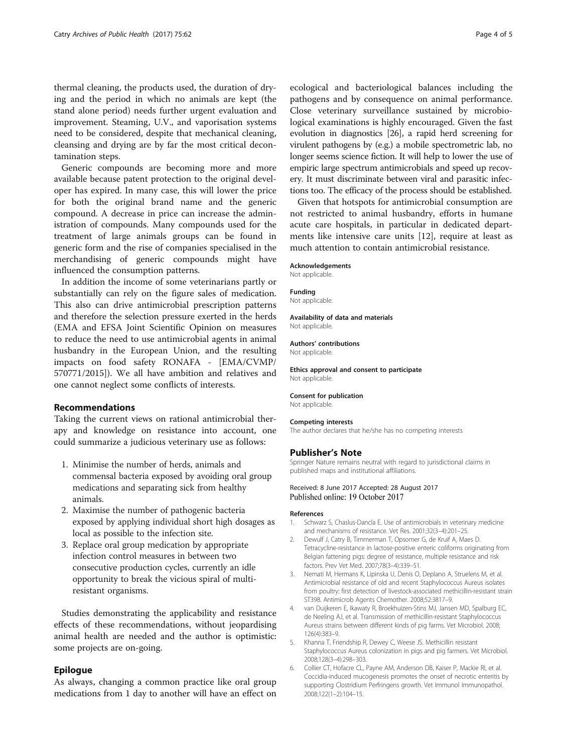thermal cleaning, the products used, the duration of drying and the period in which no animals are kept (the stand alone period) needs further urgent evaluation and improvement. Steaming, U.V., and vaporisation systems need to be considered, despite that mechanical cleaning, cleansing and drying are by far the most critical decontamination steps.

Generic compounds are becoming more and more available because patent protection to the original developer has expired. In many case, this will lower the price for both the original brand name and the generic compound. A decrease in price can increase the administration of compounds. Many compounds used for the treatment of large animals groups can be found in generic form and the rise of companies specialised in the merchandising of generic compounds might have influenced the consumption patterns.

In addition the income of some veterinarians partly or substantially can rely on the figure sales of medication. This also can drive antimicrobial prescription patterns and therefore the selection pressure exerted in the herds (EMA and EFSA Joint Scientific Opinion on measures to reduce the need to use antimicrobial agents in animal husbandry in the European Union, and the resulting impacts on food safety RONAFA - [EMA/CVMP/570771/2015]). We all have ambition and relatives and one cannot neglect some conflicts of interests.

## Recommendations

Taking the current views on rational antimicrobial therapy and knowledge on resistance into account, one could summarize a judicious veterinary use as follows:

1. Minimise the number of herds, animals and commensal bacteria exposed by avoiding oral group medications and separating sick from healthy animals.
2. Maximise the number of pathogenic bacteria exposed by applying individual short high dosages as local as possible to the infection site.
3. Replace oral group medication by appropriate infection control measures in between two consecutive production cycles, currently an idle opportunity to break the vicious spiral of multi-resistant organisms.

Studies demonstrating the applicability and resistance effects of these recommendations, without jeopardising animal health are needed and the author is optimistic: some projects are on-going.

## Epilogue

As always, changing a common practice like oral group medications from 1 day to another will have an effect on ecological and bacteriological balances including the pathogens and by consequence on animal performance. Close veterinary surveillance sustained by microbiological examinations is highly encouraged. Given the fast evolution in diagnostics [26], a rapid herd screening for virulent pathogens by (e.g.) a mobile spectrometric lab, no longer seems science fiction. It will help to lower the use of empiric large spectrum antimicrobials and speed up recovery. It must discriminate between viral and parasitic infections too. The efficacy of the process should be established.

Given that hotspots for antimicrobial consumption are not restricted to animal husbandry, efforts in humane acute care hospitals, in particular in dedicated departments like intensive care units [12], require at least as much attention to contain antimicrobial resistance.

#### Acknowledgements
Not applicable.

#### Funding
Not applicable.

#### Availability of data and materials
Not applicable.

#### Authors' contributions
Not applicable.

#### Ethics approval and consent to participate
Not applicable.

#### Consent for publication
Not applicable.

#### Competing interests
The author declares that he/she has no competing interests

### Publisher's Note
Springer Nature remains neutral with regard to jurisdictional claims in published maps and institutional affiliations.

Received: 8 June 2017 Accepted: 28 August 2017
Published online: 19 October 2017

#### References
1. Schwarz S, Chaslus-Dancla E. Use of antimicrobials in veterinary medicine and mechanisms of resistance. Vet Res. 2001;32(3–4):201–25.
2. Dewulf J, Catry B, Timmerman T, Opsomer G, de Kruif A, Maes D. Tetracycline-resistance in lactose-positive enteric coliforms originating from Belgian fattening pigs: degree of resistance, multiple resistance and risk factors. Prev Vet Med. 2007;78(3–4):339–51.
3. Nemati M, Hermans K, Lipinska U, Denis O, Deplano A, Struelens M, et al. Antimicrobial resistance of old and recent Staphylococcus Aureus isolates from poultry: first detection of livestock-associated methicillin-resistant strain ST398. Antimicrob Agents Chemother. 2008;52:3817–9.
4. van Duijkeren E, Ikawaty R, Broekhuizen-Stins MJ, Jansen MD, Spalburg EC, de Neeling AJ, et al. Transmission of methicillin-resistant Staphylococcus Aureus strains between different kinds of pig farms. Vet Microbiol. 2008;126(4):383–9.
5. Khanna T, Friendship R, Dewey C, Weese JS. Methicillin resistant Staphylococcus Aureus colonization in pigs and pig farmers. Vet Microbiol. 2008;128(3–4):298–303.
6. Collier CT, Hofacre CL, Payne AM, Anderson DB, Kaiser P, Mackie RI, et al. Coccidia-induced mucogenesis promotes the onset of necrotic enteritis by supporting Clostridium Perfringens growth. Vet Immunol Immunopathol. 2008;122(1–2):104–15.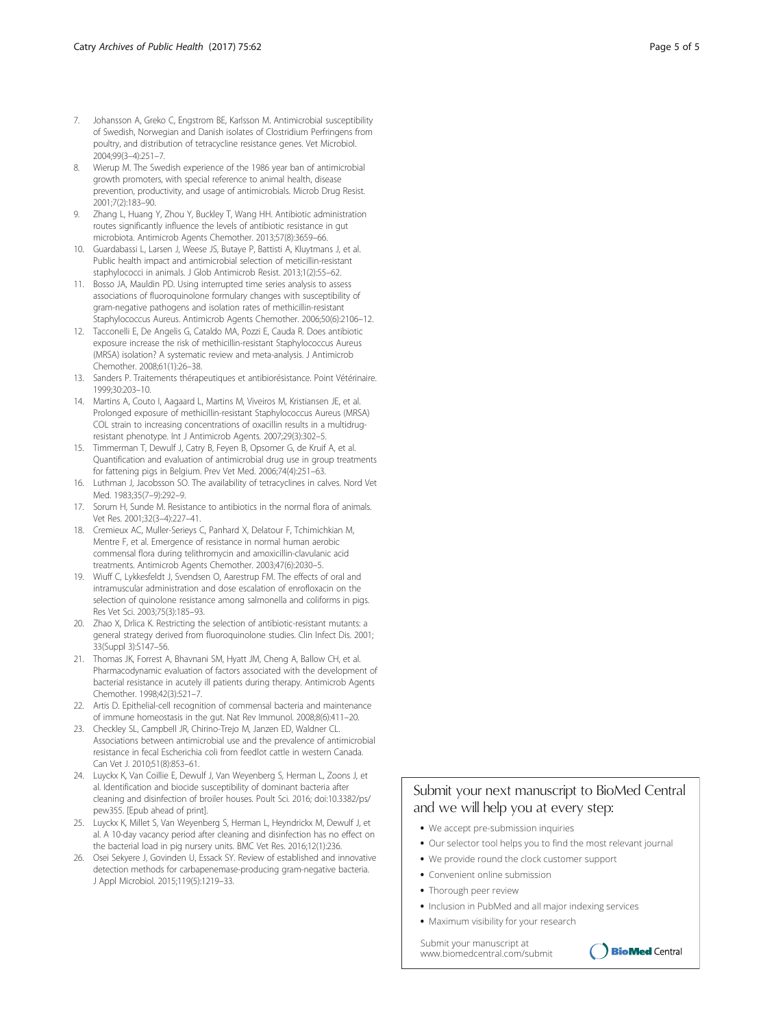7. Johansson A, Greko C, Engstrom BE, Karlsson M. Antimicrobial susceptibility of Swedish, Norwegian and Danish isolates of Clostridium Perfringens from poultry, and distribution of tetracycline resistance genes. Vet Microbiol. 2004;99(3–4):251–7.
8. Wierup M. The Swedish experience of the 1986 year ban of antimicrobial growth promoters, with special reference to animal health, disease prevention, productivity, and usage of antimicrobials. Microb Drug Resist. 2001;7(2):183–90.
9. Zhang L, Huang Y, Zhou Y, Buckley T, Wang HH. Antibiotic administration routes significantly influence the levels of antibiotic resistance in gut microbiota. Antimicrob Agents Chemother. 2013;57(8):3659–66.
10. Guardabassi L, Larsen J, Weese JS, Butaye P, Battisti A, Kluytmans J, et al. Public health impact and antimicrobial selection of meticillin-resistant staphylococci in animals. J Glob Antimicrob Resist. 2013;1(2):55–62.
11. Bosso JA, Mauldin PD. Using interrupted time series analysis to assess associations of fluoroquinolone formulary changes with susceptibility of gram-negative pathogens and isolation rates of methicillin-resistant Staphylococcus Aureus. Antimicrob Agents Chemother. 2006;50(6):2106–12.
12. Tacconelli E, De Angelis G, Cataldo MA, Pozzi E, Cauda R. Does antibiotic exposure increase the risk of methicillin-resistant Staphylococcus Aureus (MRSA) isolation? A systematic review and meta-analysis. J Antimicrob Chemother. 2008;61(1):26–38.
13. Sanders P. Traitements thérapeutiques et antibiorésistance. Point Vétérinaire. 1999;30:203–10.
14. Martins A, Couto I, Aagaard L, Martins M, Viveiros M, Kristiansen JE, et al. Prolonged exposure of methicillin-resistant Staphylococcus Aureus (MRSA) COL strain to increasing concentrations of oxacillin results in a multidrug-resistant phenotype. Int J Antimicrob Agents. 2007;29(3):302–5.
15. Timmerman T, Dewulf J, Catry B, Feyen B, Opsomer G, de Kruif A, et al. Quantification and evaluation of antimicrobial drug use in group treatments for fattening pigs in Belgium. Prev Vet Med. 2006;74(4):251–63.
16. Luthman J, Jacobsson SO. The availability of tetracyclines in calves. Nord Vet Med. 1983;35(7–9):292–9.
17. Sorum H, Sunde M. Resistance to antibiotics in the normal flora of animals. Vet Res. 2001;32(3–4):227–41.
18. Cremieux AC, Muller-Serieys C, Panhard X, Delatour F, Tchimichkian M, Mentre F, et al. Emergence of resistance in normal human aerobic commensal flora during telithromycin and amoxicillin-clavulanic acid treatments. Antimicrob Agents Chemother. 2003;47(6):2030–5.
19. Wiuff C, Lykkesfeldt J, Svendsen O, Aarestrup FM. The effects of oral and intramuscular administration and dose escalation of enrofloxacin on the selection of quinolone resistance among salmonella and coliforms in pigs. Res Vet Sci. 2003;75(3):185–93.
20. Zhao X, Drlica K. Restricting the selection of antibiotic-resistant mutants: a general strategy derived from fluoroquinolone studies. Clin Infect Dis. 2001; 33(Suppl 3):S147–56.
21. Thomas JK, Forrest A, Bhavnani SM, Hyatt JM, Cheng A, Ballow CH, et al. Pharmacodynamic evaluation of factors associated with the development of bacterial resistance in acutely ill patients during therapy. Antimicrob Agents Chemother. 1998;42(3):521–7.
22. Artis D. Epithelial-cell recognition of commensal bacteria and maintenance of immune homeostasis in the gut. Nat Rev Immunol. 2008;8(6):411–20.
23. Checkley SL, Campbell JR, Chirino-Trejo M, Janzen ED, Waldner CL. Associations between antimicrobial use and the prevalence of antimicrobial resistance in fecal Escherichia coli from feedlot cattle in western Canada. Can Vet J. 2010;51(8):853–61.
24. Luyckx K, Van Coillie E, Dewulf J, Van Weyenberg S, Herman L, Zoons J, et al. Identification and biocide susceptibility of dominant bacteria after cleaning and disinfection of broiler houses. Poult Sci. 2016; doi:10.3382/ps/pew355. [Epub ahead of print].
25. Luyckx K, Millet S, Van Weyenberg S, Herman L, Heyndrickx M, Dewulf J, et al. A 10-day vacancy period after cleaning and disinfection has no effect on the bacterial load in pig nursery units. BMC Vet Res. 2016;12(1):236.
26. Osei Sekyere J, Govinden U, Essack SY. Review of established and innovative detection methods for carbapenemase-producing gram-negative bacteria. J Appl Microbiol. 2015;119(5):1219–33.

Submit your next manuscript to BioMed Central and we will help you at every step:

- We accept pre-submission inquiries
- Our selector tool helps you to find the most relevant journal
- We provide round the clock customer support
- Convenient online submission
- Thorough peer review
- Inclusion in PubMed and all major indexing services
- Maximum visibility for your research

Submit your manuscript at www.biomedcentral.com/submit

BioMed Central